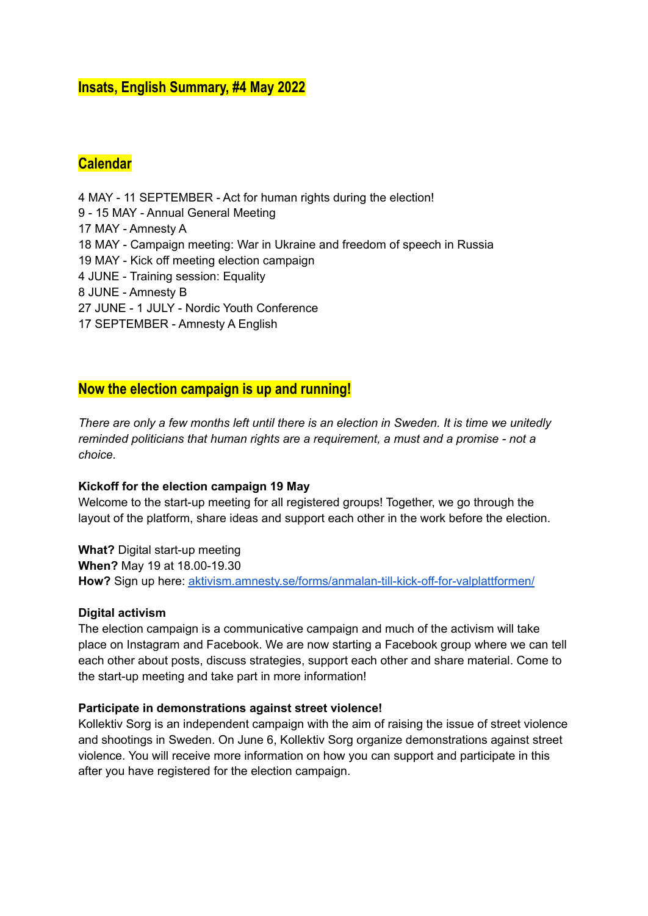# Insats, English Summary, #4 May 2022

## Calendar

4 MAY - 11 SEPTEMBER - Act for human rights during the election!
9 - 15 MAY - Annual General Meeting
17 MAY - Amnesty A
18 MAY - Campaign meeting: War in Ukraine and freedom of speech in Russia
19 MAY - Kick off meeting election campaign
4 JUNE - Training session: Equality
8 JUNE - Amnesty B
27 JUNE - 1 JULY - Nordic Youth Conference
17 SEPTEMBER - Amnesty A English

## Now the election campaign is up and running!

*There are only a few months left until there is an election in Sweden. It is time we unitedly reminded politicians that human rights are a requirement, a must and a promise - not a choice.*

**Kickoff for the election campaign 19 May**
Welcome to the start-up meeting for all registered groups! Together, we go through the layout of the platform, share ideas and support each other in the work before the election.

**What?** Digital start-up meeting
**When?** May 19 at 18.00-19.30
**How?** Sign up here: [aktivism.amnesty.se/forms/anmalan-till-kick-off-for-valplattformen/](aktivism.amnesty.se/forms/anmalan-till-kick-off-for-valplattformen/)

**Digital activism**
The election campaign is a communicative campaign and much of the activism will take place on Instagram and Facebook. We are now starting a Facebook group where we can tell each other about posts, discuss strategies, support each other and share material. Come to the start-up meeting and take part in more information!

**Participate in demonstrations against street violence!**
Kollektiv Sorg is an independent campaign with the aim of raising the issue of street violence and shootings in Sweden. On June 6, Kollektiv Sorg organize demonstrations against street violence. You will receive more information on how you can support and participate in this after you have registered for the election campaign.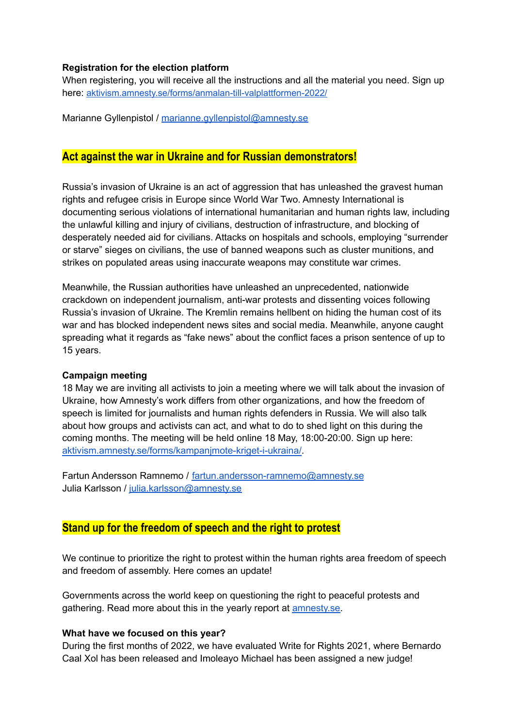**Registration for the election platform**
When registering, you will receive all the instructions and all the material you need. Sign up here: [aktivism.amnesty.se/forms/anmalan-till-valplattformen-2022/](aktivism.amnesty.se/forms/anmalan-till-valplattformen-2022/)

Marianne Gyllenpistol / [marianne.gyllenpistol@amnesty.se](mailto:marianne.gyllenpistol@amnesty.se)

## Act against the war in Ukraine and for Russian demonstrators!

Russia's invasion of Ukraine is an act of aggression that has unleashed the gravest human rights and refugee crisis in Europe since World War Two. Amnesty International is documenting serious violations of international humanitarian and human rights law, including the unlawful killing and injury of civilians, destruction of infrastructure, and blocking of desperately needed aid for civilians. Attacks on hospitals and schools, employing "surrender or starve" sieges on civilians, the use of banned weapons such as cluster munitions, and strikes on populated areas using inaccurate weapons may constitute war crimes.

Meanwhile, the Russian authorities have unleashed an unprecedented, nationwide crackdown on independent journalism, anti-war protests and dissenting voices following Russia's invasion of Ukraine. The Kremlin remains hellbent on hiding the human cost of its war and has blocked independent news sites and social media. Meanwhile, anyone caught spreading what it regards as "fake news" about the conflict faces a prison sentence of up to 15 years.

**Campaign meeting**
18 May we are inviting all activists to join a meeting where we will talk about the invasion of Ukraine, how Amnesty's work differs from other organizations, and how the freedom of speech is limited for journalists and human rights defenders in Russia. We will also talk about how groups and activists can act, and what to do to shed light on this during the coming months. The meeting will be held online 18 May, 18:00-20:00. Sign up here: [aktivism.amnesty.se/forms/kampanjmote-kriget-i-ukraina/](aktivism.amnesty.se/forms/kampanjmote-kriget-i-ukraina/).

Fartun Andersson Ramnemo / [fartun.andersson-ramnemo@amnesty.se](mailto:fartun.andersson-ramnemo@amnesty.se)
Julia Karlsson / [julia.karlsson@amnesty.se](mailto:julia.karlsson@amnesty.se)

## Stand up for the freedom of speech and the right to protest

We continue to prioritize the right to protest within the human rights area freedom of speech and freedom of assembly. Here comes an update!

Governments across the world keep on questioning the right to peaceful protests and gathering. Read more about this in the yearly report at [amnesty.se](amnesty.se).

**What have we focused on this year?**
During the first months of 2022, we have evaluated Write for Rights 2021, where Bernardo Caal Xol has been released and Imoleayo Michael has been assigned a new judge!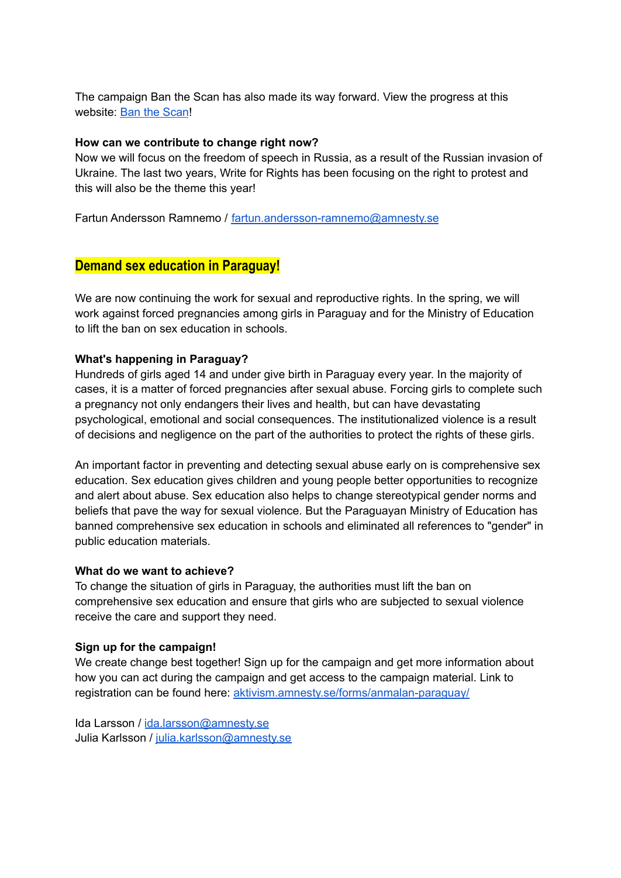The campaign Ban the Scan has also made its way forward. View the progress at this website: [Ban the Scan](Ban the Scan)!

**How can we contribute to change right now?**
Now we will focus on the freedom of speech in Russia, as a result of the Russian invasion of Ukraine. The last two years, Write for Rights has been focusing on the right to protest and this will also be the theme this year!

Fartun Andersson Ramnemo / fartun.andersson-ramnemo@amnesty.se

## Demand sex education in Paraguay!

We are now continuing the work for sexual and reproductive rights. In the spring, we will work against forced pregnancies among girls in Paraguay and for the Ministry of Education to lift the ban on sex education in schools.

**What's happening in Paraguay?**
Hundreds of girls aged 14 and under give birth in Paraguay every year. In the majority of cases, it is a matter of forced pregnancies after sexual abuse. Forcing girls to complete such a pregnancy not only endangers their lives and health, but can have devastating psychological, emotional and social consequences. The institutionalized violence is a result of decisions and negligence on the part of the authorities to protect the rights of these girls.

An important factor in preventing and detecting sexual abuse early on is comprehensive sex education. Sex education gives children and young people better opportunities to recognize and alert about abuse. Sex education also helps to change stereotypical gender norms and beliefs that pave the way for sexual violence. But the Paraguayan Ministry of Education has banned comprehensive sex education in schools and eliminated all references to "gender" in public education materials.

**What do we want to achieve?**
To change the situation of girls in Paraguay, the authorities must lift the ban on comprehensive sex education and ensure that girls who are subjected to sexual violence receive the care and support they need.

**Sign up for the campaign!**
We create change best together! Sign up for the campaign and get more information about how you can act during the campaign and get access to the campaign material. Link to registration can be found here: aktivism.amnesty.se/forms/anmalan-paraguay/

Ida Larsson / ida.larsson@amnesty.se
Julia Karlsson / julia.karlsson@amnesty.se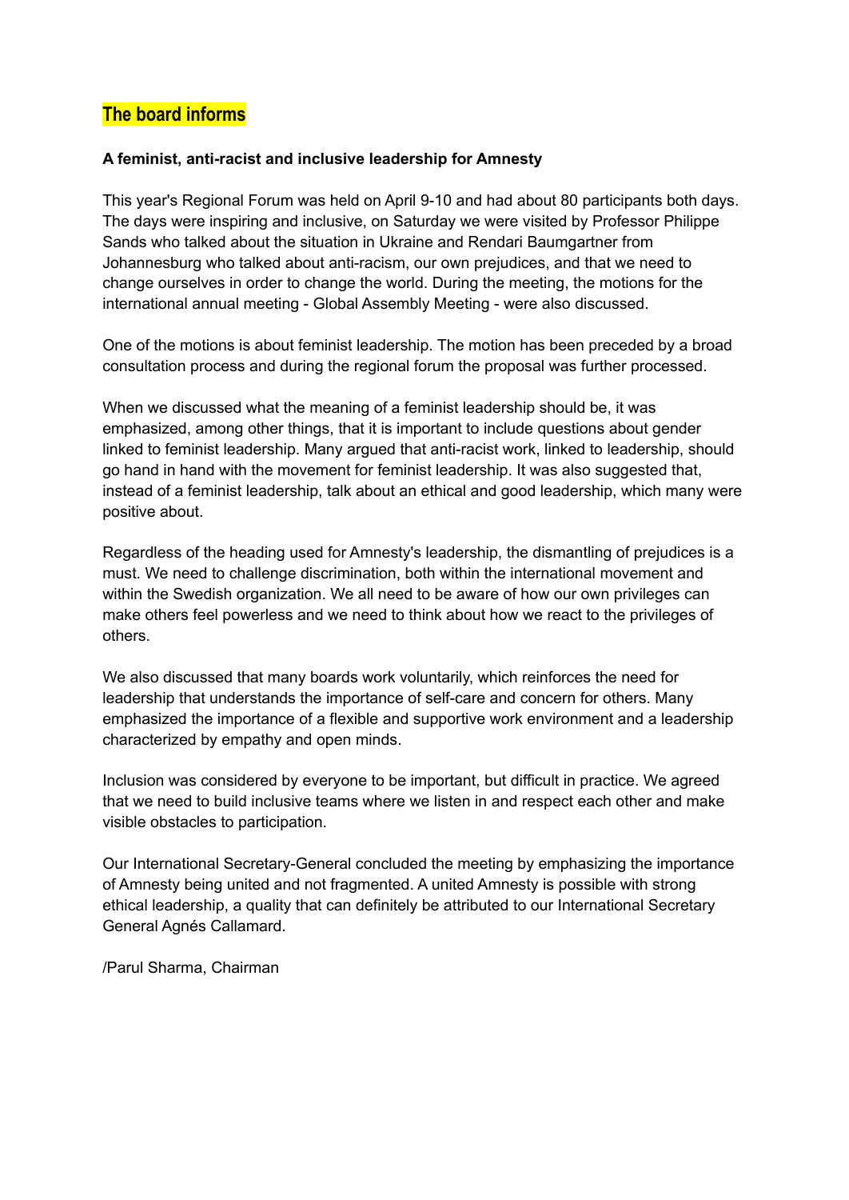## The board informs

**A feminist, anti-racist and inclusive leadership for Amnesty**

This year's Regional Forum was held on April 9-10 and had about 80 participants both days. The days were inspiring and inclusive, on Saturday we were visited by Professor Philippe Sands who talked about the situation in Ukraine and Rendari Baumgartner from Johannesburg who talked about anti-racism, our own prejudices, and that we need to change ourselves in order to change the world. During the meeting, the motions for the international annual meeting - Global Assembly Meeting - were also discussed.

One of the motions is about feminist leadership. The motion has been preceded by a broad consultation process and during the regional forum the proposal was further processed.

When we discussed what the meaning of a feminist leadership should be, it was emphasized, among other things, that it is important to include questions about gender linked to feminist leadership. Many argued that anti-racist work, linked to leadership, should go hand in hand with the movement for feminist leadership. It was also suggested that, instead of a feminist leadership, talk about an ethical and good leadership, which many were positive about.

Regardless of the heading used for Amnesty's leadership, the dismantling of prejudices is a must. We need to challenge discrimination, both within the international movement and within the Swedish organization. We all need to be aware of how our own privileges can make others feel powerless and we need to think about how we react to the privileges of others.

We also discussed that many boards work voluntarily, which reinforces the need for leadership that understands the importance of self-care and concern for others. Many emphasized the importance of a flexible and supportive work environment and a leadership characterized by empathy and open minds.

Inclusion was considered by everyone to be important, but difficult in practice. We agreed that we need to build inclusive teams where we listen in and respect each other and make visible obstacles to participation.

Our International Secretary-General concluded the meeting by emphasizing the importance of Amnesty being united and not fragmented. A united Amnesty is possible with strong ethical leadership, a quality that can definitely be attributed to our International Secretary General Agnés Callamard.

/Parul Sharma, Chairman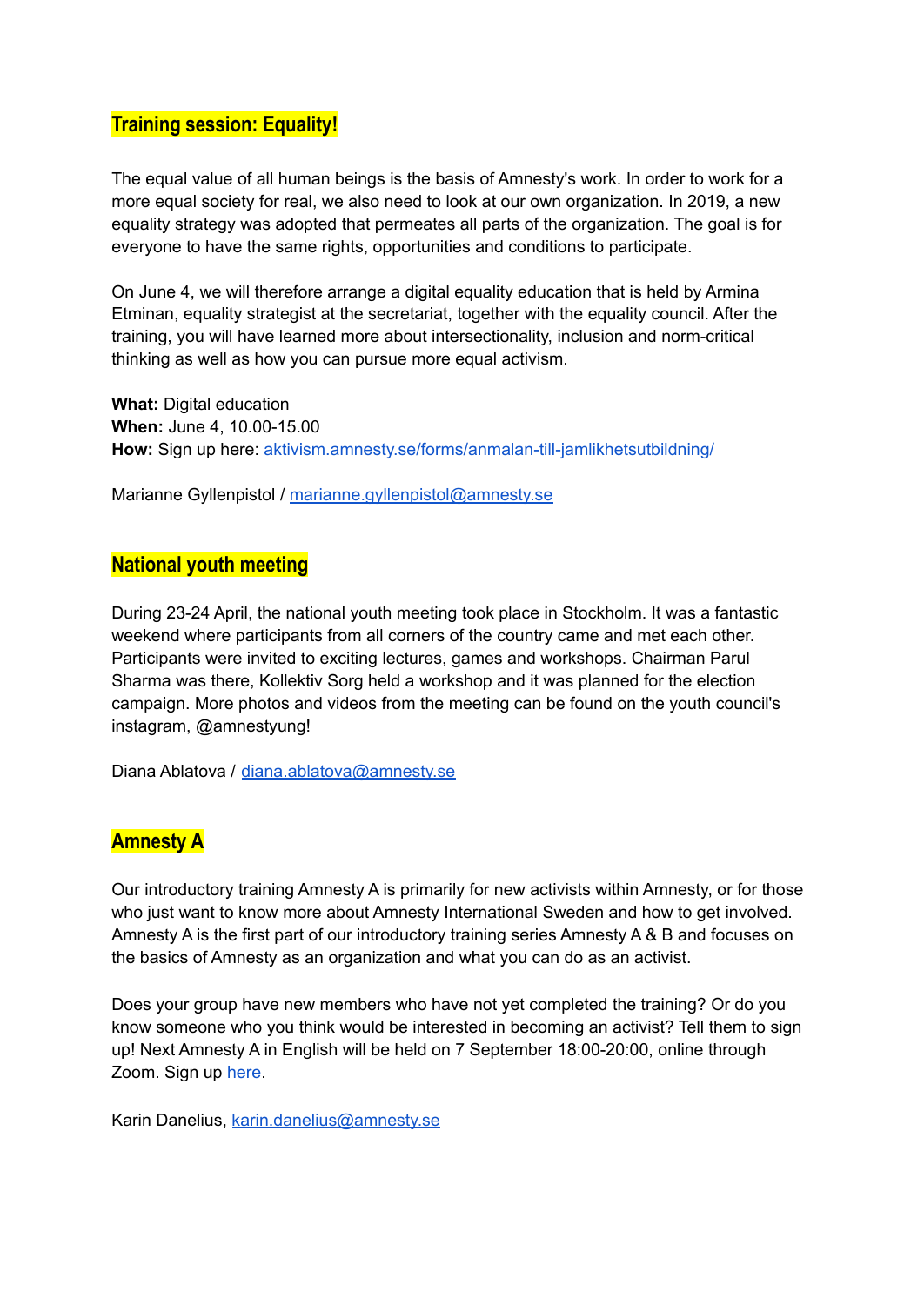## Training session: Equality!

The equal value of all human beings is the basis of Amnesty's work. In order to work for a more equal society for real, we also need to look at our own organization. In 2019, a new equality strategy was adopted that permeates all parts of the organization. The goal is for everyone to have the same rights, opportunities and conditions to participate.

On June 4, we will therefore arrange a digital equality education that is held by Armina Etminan, equality strategist at the secretariat, together with the equality council. After the training, you will have learned more about intersectionality, inclusion and norm-critical thinking as well as how you can pursue more equal activism.

**What:** Digital education
**When:** June 4, 10.00-15.00
**How:** Sign up here: [aktivism.amnesty.se/forms/anmalan-till-jamlikhetsutbildning/](aktivism.amnesty.se/forms/anmalan-till-jamlikhetsutbildning/)

Marianne Gyllenpistol / [marianne.gyllenpistol@amnesty.se](mailto:marianne.gyllenpistol@amnesty.se)

## National youth meeting

During 23-24 April, the national youth meeting took place in Stockholm. It was a fantastic weekend where participants from all corners of the country came and met each other. Participants were invited to exciting lectures, games and workshops. Chairman Parul Sharma was there, Kollektiv Sorg held a workshop and it was planned for the election campaign. More photos and videos from the meeting can be found on the youth council's instagram, @amnestyung!

Diana Ablatova / [diana.ablatova@amnesty.se](mailto:diana.ablatova@amnesty.se)

## Amnesty A

Our introductory training Amnesty A is primarily for new activists within Amnesty, or for those who just want to know more about Amnesty International Sweden and how to get involved. Amnesty A is the first part of our introductory training series Amnesty A & B and focuses on the basics of Amnesty as an organization and what you can do as an activist.

Does your group have new members who have not yet completed the training? Or do you know someone who you think would be interested in becoming an activist? Tell them to sign up! Next Amnesty A in English will be held on 7 September 18:00-20:00, online through Zoom. Sign up here.

Karin Danelius, [karin.danelius@amnesty.se](mailto:karin.danelius@amnesty.se)